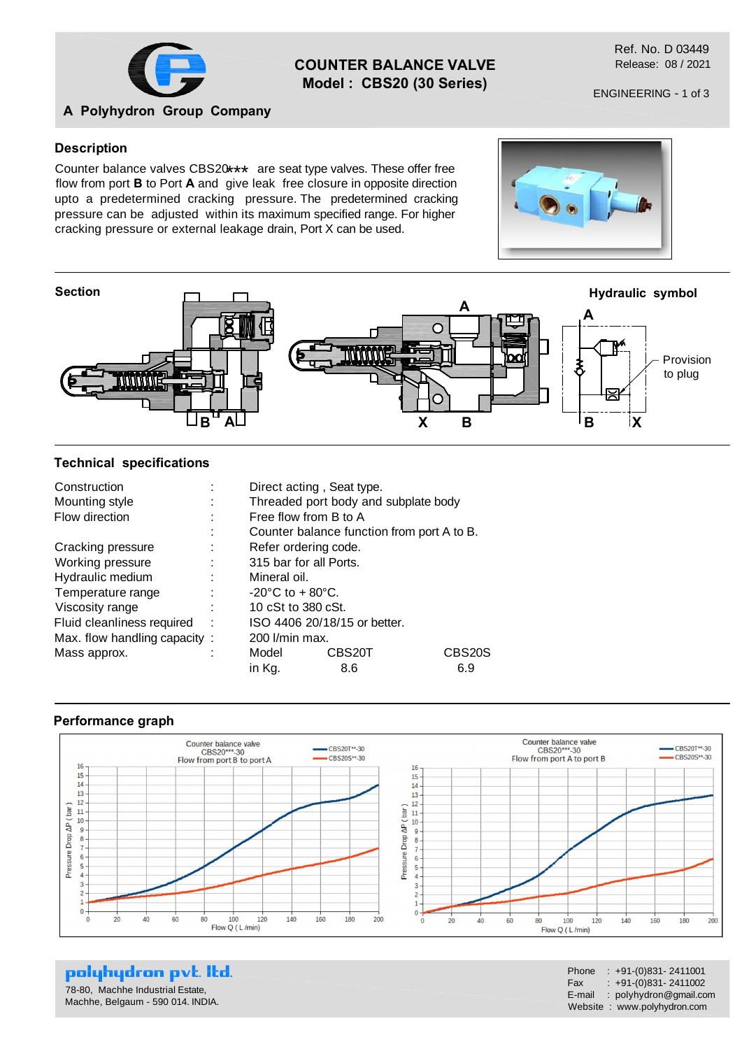A Polyhydron Group Company

# COUNTER BALANCE VALVE
## Model : CBS20 (30 Series)

Ref. No. D 03449
Release: 08 / 2021

ENGINEERING - 1 of 3

### Description

Counter balance valves CBS20*** are seat type valves. These offer free flow from port **B** to Port **A** and give leak free closure in opposite direction upto a predetermined cracking pressure. The predetermined cracking pressure can be adjusted within its maximum specified range. For higher cracking pressure or external leakage drain, Port X can be used.

### Section

### Hydraulic symbol

Provision to plug

### Technical specifications

| | | |
|---|---|---|
| Construction | : | Direct acting , Seat type. |
| Mounting style | : | Threaded port body and subplate body |
| Flow direction | : | Free flow from B to A |
| | : | Counter balance function from port A to B. |
| Cracking pressure | : | Refer ordering code. |
| Working pressure | : | 315 bar for all Ports. |
| Hydraulic medium | : | Mineral oil. |
| Temperature range | : | -20°C to + 80°C. |
| Viscosity range | : | 10 cSt to 380 cSt. |
| Fluid cleanliness required | : | ISO 4406 20/18/15 or better. |
| Max. flow handling capacity | : | 200 l/min max. |
| Mass approx. | : | |

| Model | CBS20T | CBS20S |
|---|---|---|
| in Kg. | 8.6 | 6.9 |

### Performance graph

Counter balance valve CBS20***-30, Flow from port B to port A (CBS20T**-30, CBS20S**-30) — Pressure Drop ΔP ( bar ) vs Flow Q ( L /min)

Counter balance valve CBS20***-30, Flow from port A to port B (CBS20T**-30, CBS20S**-30) — Pressure Drop ΔP ( bar ) vs Flow Q ( L /min)

**polyhydron pvt. ltd.**
78-80, Machhe Industrial Estate,
Machhe, Belgaum - 590 014. INDIA.

Phone : +91-(0)831- 2411001
Fax : +91-(0)831- 2411002
E-mail : polyhydron@gmail.com
Website : www.polyhydron.com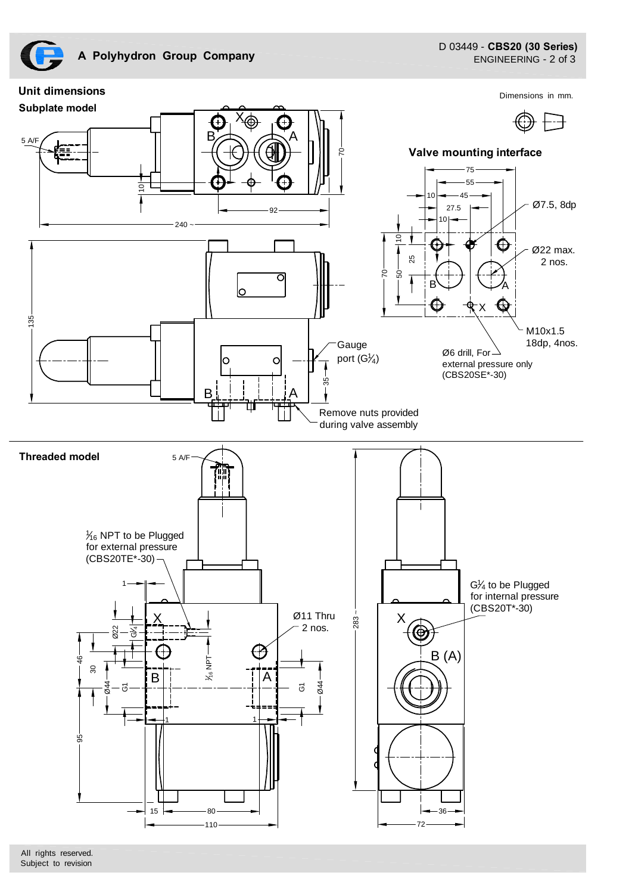## Unit dimensions

Dimensions in mm.

### Subplate model

5 A/F

X

B A

70

10

92

240 ~

135

Gauge port (G¼)

35

B A

Remove nuts provided during valve assembly

### Valve mounting interface

75

55

10 45

27.5

10

Ø7.5, 8dp

10

25

70 50

Ø22 max. 2 nos.

B A

X

M10x1.5 18dp, 4nos.

Ø6 drill, For external pressure only (CBS20SE*-30)

### Threaded model

5 A/F

1⁄16 NPT to be Plugged for external pressure (CBS20TE*-30)

1

X

Ø22 G¼

Ø11 Thru 2 nos.

46 30

1⁄16 NPT

B A

Ø44 G1 G1 Ø44

1 1

95

15 80

110

283 ~

G¼ to be Plugged for internal pressure (CBS20T*-30)

X

B (A)

36

72

All rights reserved.
Subject to revision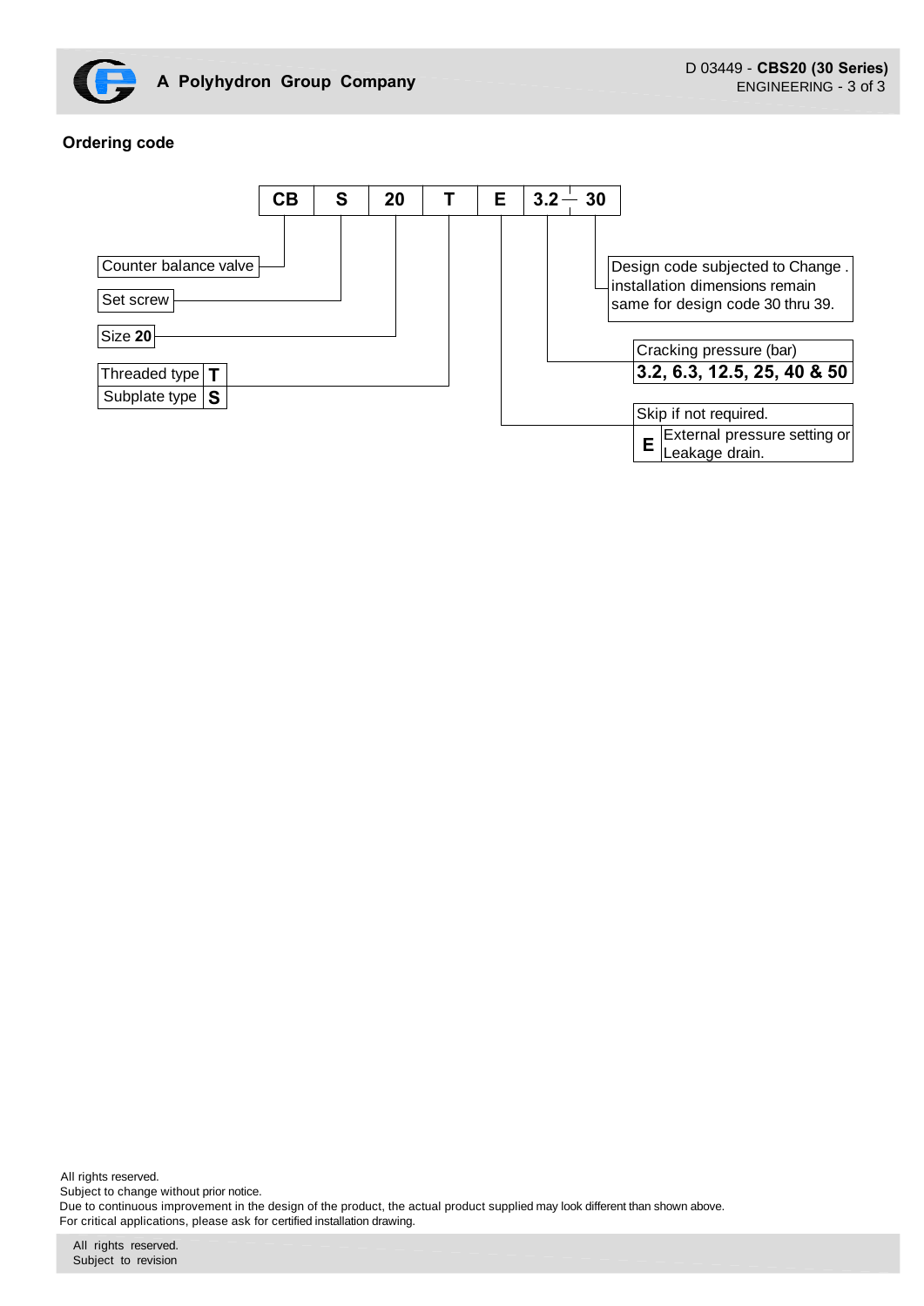## Ordering code

| CB | S | 20 | T | E | 3.2 — 30 |
|---|---|---|---|---|---|

- **CB** – Counter balance valve
- **S** – Set screw
- **20** – Size **20**
- **T** – Threaded type **T** / Subplate type **S**
- **E** – Skip if not required. **E** External pressure setting or Leakage drain.
- **3.2** – Cracking pressure (bar): **3.2, 6.3, 12.5, 25, 40 & 50**
- **30** – Design code subjected to Change . installation dimensions remain same for design code 30 thru 39.

All rights reserved.
Subject to change without prior notice.
Due to continuous improvement in the design of the product, the actual product supplied may look different than shown above.
For critical applications, please ask for certified installation drawing.